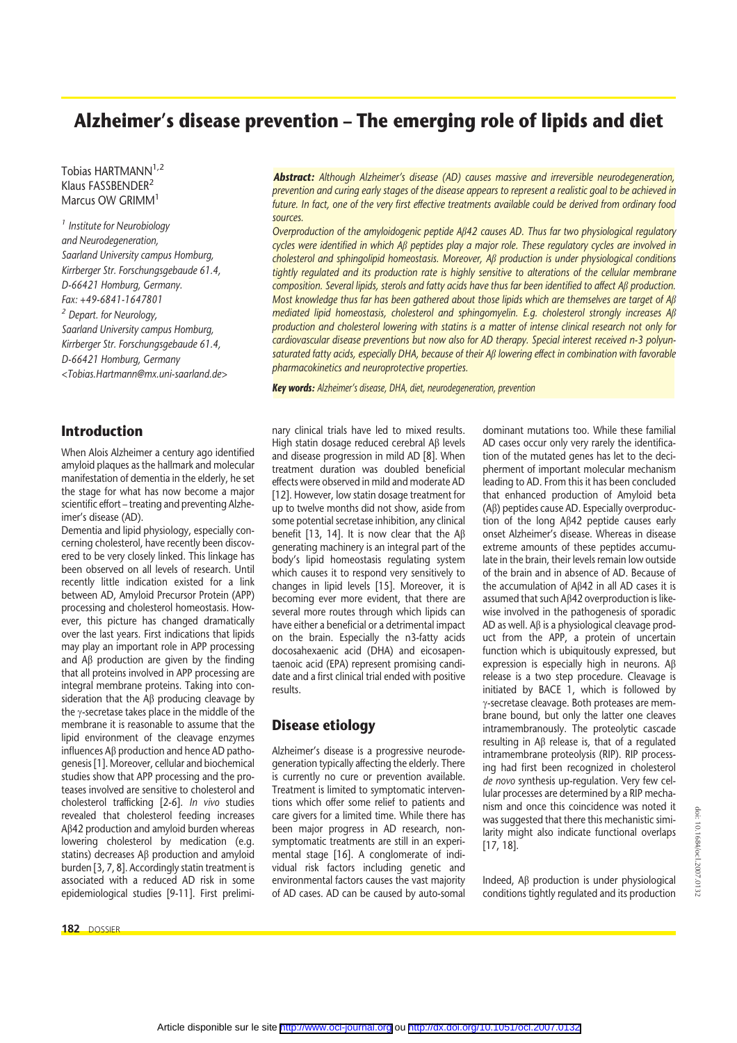# Alzheimer's disease prevention – The emerging role of lipids and diet

Tobias HARTMANN[1,2]
Klaus FASSBENDER[2]
Marcus OW GRIMM[1]

[1] *Institute for Neurobiology and Neurodegeneration, Saarland University campus Homburg, Kirrberger Str. Forschungsgebaude 61.4, D-66421 Homburg, Germany. Fax: +49-6841-1647801*

[2] *Depart. for Neurology, Saarland University campus Homburg, Kirrberger Str. Forschungsgebaude 61.4, D-66421 Homburg, Germany <Tobias.Hartmann@mx.uni-saarland.de>*

***Abstract:*** *Although Alzheimer's disease (AD) causes massive and irreversible neurodegeneration, prevention and curing early stages of the disease appears to represent a realistic goal to be achieved in future. In fact, one of the very first effective treatments available could be derived from ordinary food sources.*

*Overproduction of the amyloidogenic peptide Aβ42 causes AD. Thus far two physiological regulatory cycles were identified in which Aβ peptides play a major role. These regulatory cycles are involved in cholesterol and sphingolipid homeostasis. Moreover, Aβ production is under physiological conditions tightly regulated and its production rate is highly sensitive to alterations of the cellular membrane composition. Several lipids, sterols and fatty acids have thus far been identified to affect Aβ production. Most knowledge thus far has been gathered about those lipids which are themselves are target of Aβ mediated lipid homeostasis, cholesterol and sphingomyelin. E.g. cholesterol strongly increases Aβ production and cholesterol lowering with statins is a matter of intense clinical research not only for cardiovascular disease preventions but now also for AD therapy. Special interest received n-3 polyunsaturated fatty acids, especially DHA, because of their Aβ lowering effect in combination with favorable pharmacokinetics and neuroprotective properties.*

***Key words:*** *Alzheimer's disease, DHA, diet, neurodegeneration, prevention*

## Introduction

When Alois Alzheimer a century ago identified amyloid plaques as the hallmark and molecular manifestation of dementia in the elderly, he set the stage for what has now become a major scientific effort – treating and preventing Alzheimer's disease (AD).

Dementia and lipid physiology, especially concerning cholesterol, have recently been discovered to be very closely linked. This linkage has been observed on all levels of research. Until recently little indication existed for a link between AD, Amyloid Precursor Protein (APP) processing and cholesterol homeostasis. However, this picture has changed dramatically over the last years. First indications that lipids may play an important role in APP processing and Aβ production are given by the finding that all proteins involved in APP processing are integral membrane proteins. Taking into consideration that the Aβ producing cleavage by the γ-secretase takes place in the middle of the membrane it is reasonable to assume that the lipid environment of the cleavage enzymes influences Aβ production and hence AD pathogenesis [1]. Moreover, cellular and biochemical studies show that APP processing and the proteases involved are sensitive to cholesterol and cholesterol trafficking [2-6]. *In vivo* studies revealed that cholesterol feeding increases Aβ42 production and amyloid burden whereas lowering cholesterol by medication (e.g. statins) decreases Aβ production and amyloid burden [3, 7, 8]. Accordingly statin treatment is associated with a reduced AD risk in some epidemiological studies [9-11]. First preliminary clinical trials have led to mixed results. High statin dosage reduced cerebral Aβ levels and disease progression in mild AD [8]. When treatment duration was doubled beneficial effects were observed in mild and moderate AD [12]. However, low statin dosage treatment for up to twelve months did not show, aside from some potential secretase inhibition, any clinical benefit [13, 14]. It is now clear that the Aβ generating machinery is an integral part of the body's lipid homeostasis regulating system which causes it to respond very sensitively to changes in lipid levels [15]. Moreover, it is becoming ever more evident, that there are several more routes through which lipids can have either a beneficial or a detrimental impact on the brain. Especially the n3-fatty acids docosahexaenic acid (DHA) and eicosapentaenoic acid (EPA) represent promising candidate and a first clinical trial ended with positive results.

## Disease etiology

Alzheimer's disease is a progressive neurodegeneration typically affecting the elderly. There is currently no cure or prevention available. Treatment is limited to symptomatic interventions which offer some relief to patients and care givers for a limited time. While there has been major progress in AD research, non-symptomatic treatments are still in an experimental stage [16]. A conglomerate of individual risk factors including genetic and environmental factors causes the vast majority of AD cases. AD can be caused by auto-somal dominant mutations too. While these familial AD cases occur only very rarely the identification of the mutated genes has let to the decipherment of important molecular mechanism leading to AD. From this it has been concluded that enhanced production of Amyloid beta (Aβ) peptides cause AD. Especially overproduction of the long Aβ42 peptide causes early onset Alzheimer's disease. Whereas in disease extreme amounts of these peptides accumulate in the brain, their levels remain low outside of the brain and in absence of AD. Because of the accumulation of Aβ42 in all AD cases it is assumed that such Aβ42 overproduction is likewise involved in the pathogenesis of sporadic AD as well. Aβ is a physiological cleavage product from the APP, a protein of uncertain function which is ubiquitously expressed, but expression is especially high in neurons. Aβ release is a two step procedure. Cleavage is initiated by BACE 1, which is followed by γ-secretase cleavage. Both proteases are membrane bound, but only the latter one cleaves intramembranously. The proteolytic cascade resulting in Aβ release is, that of a regulated intramembrane proteolysis (RIP). RIP processing had first been recognized in cholesterol *de novo* synthesis up-regulation. Very few cellular processes are determined by a RIP mechanism and once this coincidence was noted it was suggested that there this mechanistic similarity might also indicate functional overlaps [17, 18].

Indeed, Aβ production is under physiological conditions tightly regulated and its production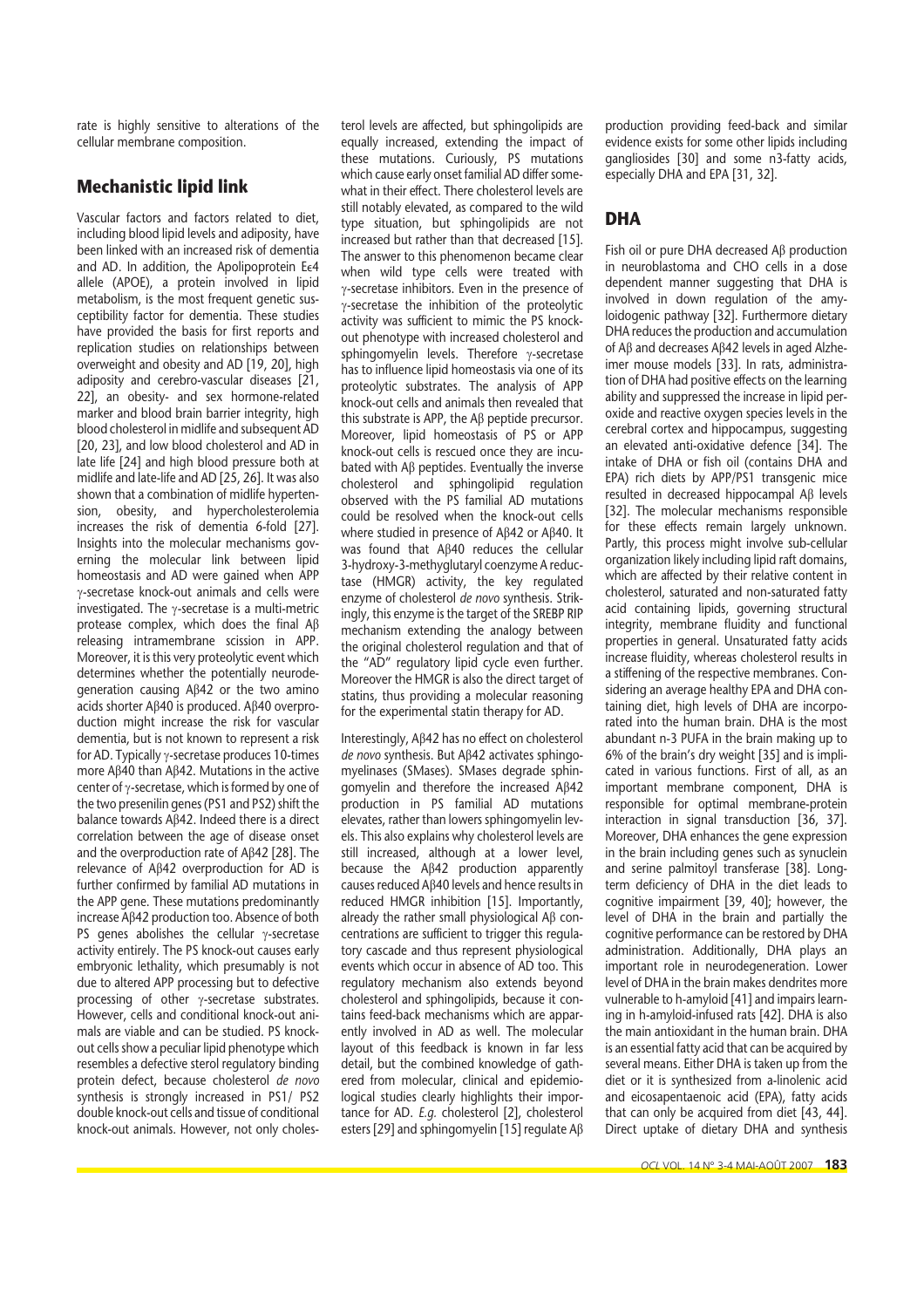rate is highly sensitive to alterations of the cellular membrane composition.

## Mechanistic lipid link

Vascular factors and factors related to diet, including blood lipid levels and adiposity, have been linked with an increased risk of dementia and AD. In addition, the Apolipoprotein Eε4 allele (APOE), a protein involved in lipid metabolism, is the most frequent genetic susceptibility factor for dementia. These studies have provided the basis for first reports and replication studies on relationships between overweight and obesity and AD [19, 20], high adiposity and cerebro-vascular diseases [21, 22], an obesity- and sex hormone-related marker and blood brain barrier integrity, high blood cholesterol in midlife and subsequent AD [20, 23], and low blood cholesterol and AD in late life [24] and high blood pressure both at midlife and late-life and AD [25, 26]. It was also shown that a combination of midlife hypertension, obesity, and hypercholesterolemia increases the risk of dementia 6-fold [27]. Insights into the molecular mechanisms governing the molecular link between lipid homeostasis and AD were gained when APP γ-secretase knock-out animals and cells were investigated. The γ-secretase is a multi-metric protease complex, which does the final Aβ releasing intramembrane scission in APP. Moreover, it is this very proteolytic event which determines whether the potentially neurodegeneration causing Aβ42 or the two amino acids shorter Aβ40 is produced. Aβ40 overproduction might increase the risk for vascular dementia, but is not known to represent a risk for AD. Typically γ-secretase produces 10-times more Aβ40 than Aβ42. Mutations in the active center of γ-secretase, which is formed by one of the two presenilin genes (PS1 and PS2) shift the balance towards Aβ42. Indeed there is a direct correlation between the age of disease onset and the overproduction rate of Aβ42 [28]. The relevance of Aβ42 overproduction for AD is further confirmed by familial AD mutations in the APP gene. These mutations predominantly increase Aβ42 production too. Absence of both PS genes abolishes the cellular γ-secretase activity entirely. The PS knock-out causes early embryonic lethality, which presumably is not due to altered APP processing but to defective processing of other γ-secretase substrates. However, cells and conditional knock-out animals are viable and can be studied. PS knock-out cells show a peculiar lipid phenotype which resembles a defective sterol regulatory binding protein defect, because cholesterol *de novo* synthesis is strongly increased in PS1/ PS2 double knock-out cells and tissue of conditional knock-out animals. However, not only cholesterol levels are affected, but sphingolipids are equally increased, extending the impact of these mutations. Curiously, PS mutations which cause early onset familial AD differ somewhat in their effect. There cholesterol levels are still notably elevated, as compared to the wild type situation, but sphingolipids are not increased but rather than that decreased [15]. The answer to this phenomenon became clear when wild type cells were treated with γ-secretase inhibitors. Even in the presence of γ-secretase the inhibition of the proteolytic activity was sufficient to mimic the PS knock-out phenotype with increased cholesterol and sphingomyelin levels. Therefore γ-secretase has to influence lipid homeostasis via one of its proteolytic substrates. The analysis of APP knock-out cells and animals then revealed that this substrate is APP, the Aβ peptide precursor. Moreover, lipid homeostasis of PS or APP knock-out cells is rescued once they are incubated with Aβ peptides. Eventually the inverse cholesterol and sphingolipid regulation observed with the PS familial AD mutations could be resolved when the knock-out cells where studied in presence of Aβ42 or Aβ40. It was found that Aβ40 reduces the cellular 3-hydroxy-3-methylglutaryl coenzyme A reductase (HMGR) activity, the key regulated enzyme of cholesterol *de novo* synthesis. Strikingly, this enzyme is the target of the SREBP RIP mechanism extending the analogy between the original cholesterol regulation and that of the "AD" regulatory lipid cycle even further. Moreover the HMGR is also the direct target of statins, thus providing a molecular reasoning for the experimental statin therapy for AD.

Interestingly, Aβ42 has no effect on cholesterol *de novo* synthesis. But Aβ42 activates sphingomyelinases (SMases). SMases degrade sphingomyelin and therefore the increased Aβ42 production in PS familial AD mutations elevates, rather than lowers sphingomyelin levels. This also explains why cholesterol levels are still increased, although at a lower level, because the Aβ42 production apparently causes reduced Aβ40 levels and hence results in reduced HMGR inhibition [15]. Importantly, already the rather small physiological Aβ concentrations are sufficient to trigger this regulatory cascade and thus represent physiological events which occur in absence of AD too. This regulatory mechanism also extends beyond cholesterol and sphingolipids, because it contains feed-back mechanisms which are apparently involved in AD as well. The molecular layout of this feedback is known in far less detail, but the combined knowledge of gathered from molecular, clinical and epidemiological studies clearly highlights their importance for AD. *E.g.* cholesterol [2], cholesterol esters [29] and sphingomyelin [15] regulate Aβ production providing feed-back and similar evidence exists for some other lipids including gangliosides [30] and some n3-fatty acids, especially DHA and EPA [31, 32].

## DHA

Fish oil or pure DHA decreased Aβ production in neuroblastoma and CHO cells in a dose dependent manner suggesting that DHA is involved in down regulation of the amyloidogenic pathway [32]. Furthermore dietary DHA reduces the production and accumulation of Aβ and decreases Aβ42 levels in aged Alzheimer mouse models [33]. In rats, administration of DHA had positive effects on the learning ability and suppressed the increase in lipid peroxide and reactive oxygen species levels in the cerebral cortex and hippocampus, suggesting an elevated anti-oxidative defence [34]. The intake of DHA or fish oil (contains DHA and EPA) rich diets by APP/PS1 transgenic mice resulted in decreased hippocampal Aβ levels [32]. The molecular mechanisms responsible for these effects remain largely unknown. Partly, this process might involve sub-cellular organization likely including lipid raft domains, which are affected by their relative content in cholesterol, saturated and non-saturated fatty acid containing lipids, governing structural integrity, membrane fluidity and functional properties in general. Unsaturated fatty acids increase fluidity, whereas cholesterol results in a stiffening of the respective membranes. Considering an average healthy EPA and DHA containing diet, high levels of DHA are incorporated into the human brain. DHA is the most abundant n-3 PUFA in the brain making up to 6% of the brain's dry weight [35] and is implicated in various functions. First of all, as an important membrane component, DHA is responsible for optimal membrane-protein interaction in signal transduction [36, 37]. Moreover, DHA enhances the gene expression in the brain including genes such as synuclein and serine palmitoyl transferase [38]. Long-term deficiency of DHA in the diet leads to cognitive impairment [39, 40]; however, the level of DHA in the brain and partially the cognitive performance can be restored by DHA administration. Additionally, DHA plays an important role in neurodegeneration. Lower level of DHA in the brain makes dendrites more vulnerable to h-amyloid [41] and impairs learning in h-amyloid-infused rats [42]. DHA is also the main antioxidant in the human brain. DHA is an essential fatty acid that can be acquired by several means. Either DHA is taken up from the diet or it is synthesized from a-linolenic acid and eicosapentaenoic acid (EPA), fatty acids that can only be acquired from diet [43, 44]. Direct uptake of dietary DHA and synthesis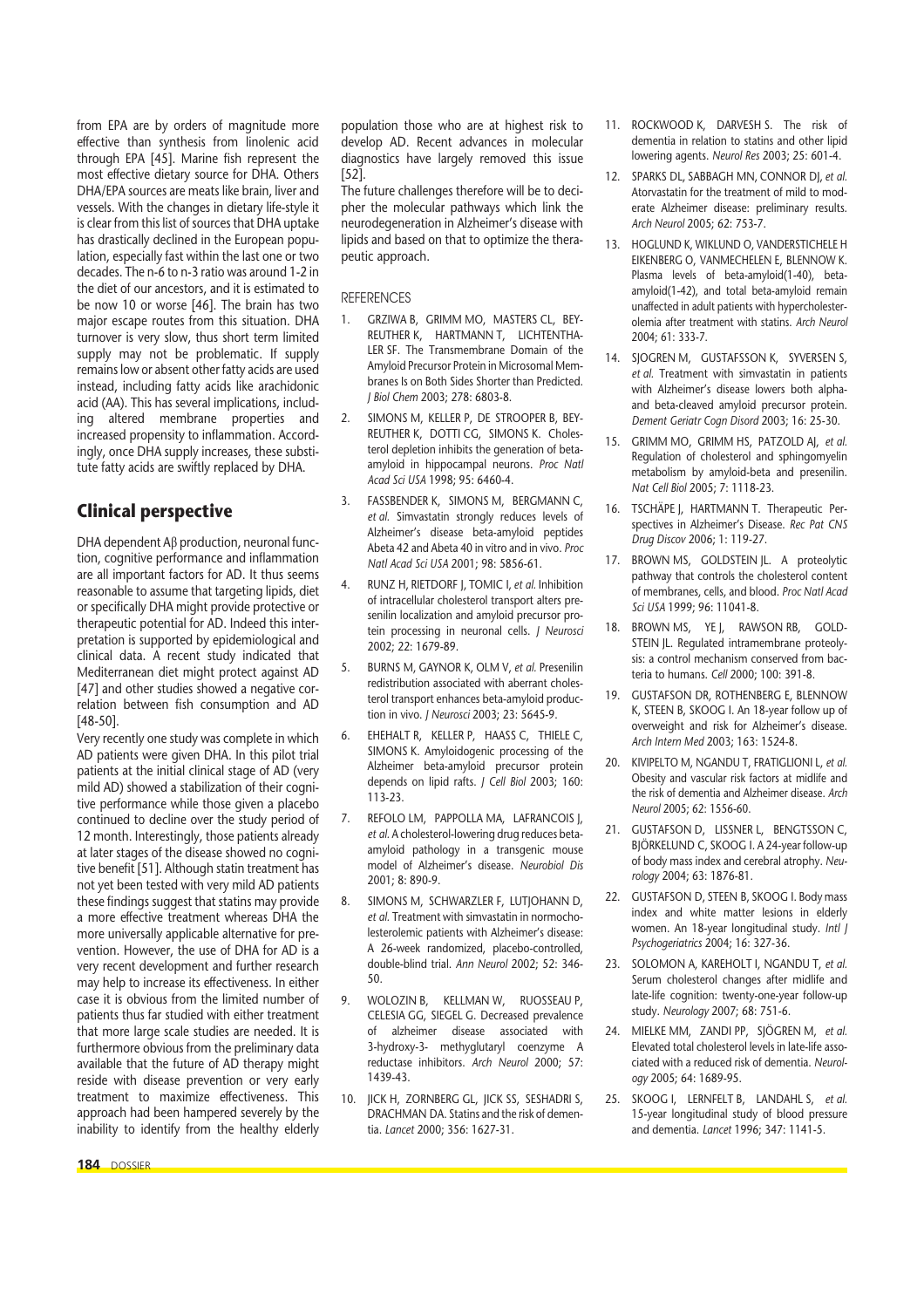from EPA are by orders of magnitude more effective than synthesis from linolenic acid through EPA [45]. Marine fish represent the most effective dietary source for DHA. Others DHA/EPA sources are meats like brain, liver and vessels. With the changes in dietary life-style it is clear from this list of sources that DHA uptake has drastically declined in the European population, especially fast within the last one or two decades. The n-6 to n-3 ratio was around 1-2 in the diet of our ancestors, and it is estimated to be now 10 or worse [46]. The brain has two major escape routes from this situation. DHA turnover is very slow, thus short term limited supply may not be problematic. If supply remains low or absent other fatty acids are used instead, including fatty acids like arachidonic acid (AA). This has several implications, including altered membrane properties and increased propensity to inflammation. Accordingly, once DHA supply increases, these substitute fatty acids are swiftly replaced by DHA.

## Clinical perspective

DHA dependent Aβ production, neuronal function, cognitive performance and inflammation are all important factors for AD. It thus seems reasonable to assume that targeting lipids, diet or specifically DHA might provide protective or therapeutic potential for AD. Indeed this interpretation is supported by epidemiological and clinical data. A recent study indicated that Mediterranean diet might protect against AD [47] and other studies showed a negative correlation between fish consumption and AD [48-50].

Very recently one study was complete in which AD patients were given DHA. In this pilot trial patients at the initial clinical stage of AD (very mild AD) showed a stabilization of their cognitive performance while those given a placebo continued to decline over the study period of 12 month. Interestingly, those patients already at later stages of the disease showed no cognitive benefit [51]. Although statin treatment has not yet been tested with very mild AD patients these findings suggest that statins may provide a more effective treatment whereas DHA the more universally applicable alternative for prevention. However, the use of DHA for AD is a very recent development and further research may help to increase its effectiveness. In either case it is obvious from the limited number of patients thus far studied with either treatment that more large scale studies are needed. It is furthermore obvious from the preliminary data available that the future of AD therapy might reside with disease prevention or very early treatment to maximize effectiveness. This approach had been hampered severely by the inability to identify from the healthy elderly population those who are at highest risk to develop AD. Recent advances in molecular diagnostics have largely removed this issue [52].

The future challenges therefore will be to decipher the molecular pathways which link the neurodegeneration in Alzheimer's disease with lipids and based on that to optimize the therapeutic approach.

### REFERENCES

1. GRZIWA B, GRIMM MO, MASTERS CL, BEYREUTHER K, HARTMANN T, LICHTENTHALER SF. The Transmembrane Domain of the Amyloid Precursor Protein in Microsomal Membranes Is on Both Sides Shorter than Predicted. *J Biol Chem* 2003; 278: 6803-8.
2. SIMONS M, KELLER P, DE STROOPER B, BEYREUTHER K, DOTTI CG, SIMONS K. Cholesterol depletion inhibits the generation of beta-amyloid in hippocampal neurons. *Proc Natl Acad Sci USA* 1998; 95: 6460-4.
3. FASSBENDER K, SIMONS M, BERGMANN C, *et al.* Simvastatin strongly reduces levels of Alzheimer's disease beta-amyloid peptides Abeta 42 and Abeta 40 in vitro and in vivo. *Proc Natl Acad Sci USA* 2001; 98: 5856-61.
4. RUNZ H, RIETDORF J, TOMIC I, *et al.* Inhibition of intracellular cholesterol transport alters presenilin localization and amyloid precursor protein processing in neuronal cells. *J Neurosci* 2002; 22: 1679-89.
5. BURNS M, GAYNOR K, OLM V, *et al.* Presenilin redistribution associated with aberrant cholesterol transport enhances beta-amyloid production in vivo. *J Neurosci* 2003; 23: 5645-9.
6. EHEHALT R, KELLER P, HAASS C, THIELE C, SIMONS K. Amyloidogenic processing of the Alzheimer beta-amyloid precursor protein depends on lipid rafts. *J Cell Biol* 2003; 160: 113-23.
7. REFOLO LM, PAPPOLLA MA, LAFRANCOIS J, *et al.* A cholesterol-lowering drug reduces beta-amyloid pathology in a transgenic mouse model of Alzheimer's disease. *Neurobiol Dis* 2001; 8: 890-9.
8. SIMONS M, SCHWARZLER F, LUTJOHANN D, *et al.* Treatment with simvastatin in normocholesterolemic patients with Alzheimer's disease: A 26-week randomized, placebo-controlled, double-blind trial. *Ann Neurol* 2002; 52: 346-50.
9. WOLOZIN B, KELLMAN W, RUOSSEAU P, CELESIA GG, SIEGEL G. Decreased prevalence of alzheimer disease associated with 3-hydroxy-3- methyglutaryl coenzyme A reductase inhibitors. *Arch Neurol* 2000; 57: 1439-43.
10. JICK H, ZORNBERG GL, JICK SS, SESHADRI S, DRACHMAN DA. Statins and the risk of dementia. *Lancet* 2000; 356: 1627-31.
11. ROCKWOOD K, DARVESH S. The risk of dementia in relation to statins and other lipid lowering agents. *Neurol Res* 2003; 25: 601-4.
12. SPARKS DL, SABBAGH MN, CONNOR DJ, *et al.* Atorvastatin for the treatment of mild to moderate Alzheimer disease: preliminary results. *Arch Neurol* 2005; 62: 753-7.
13. HOGLUND K, WIKLUND O, VANDERSTICHELE H EIKENBERG O, VANMECHELEN E, BLENNOW K. Plasma levels of beta-amyloid(1-40), beta-amyloid(1-42), and total beta-amyloid remain unaffected in adult patients with hypercholesterolemia after treatment with statins. *Arch Neurol* 2004; 61: 333-7.
14. SJOGREN M, GUSTAFSSON K, SYVERSEN S, *et al.* Treatment with simvastatin in patients with Alzheimer's disease lowers both alpha- and beta-cleaved amyloid precursor protein. *Dement Geriatr Cogn Disord* 2003; 16: 25-30.
15. GRIMM MO, GRIMM HS, PATZOLD AJ, *et al.* Regulation of cholesterol and sphingomyelin metabolism by amyloid-beta and presenilin. *Nat Cell Biol* 2005; 7: 1118-23.
16. TSCHÄPE J, HARTMANN T. Therapeutic Perspectives in Alzheimer's Disease. *Rec Pat CNS Drug Discov* 2006; 1: 119-27.
17. BROWN MS, GOLDSTEIN JL. A proteolytic pathway that controls the cholesterol content of membranes, cells, and blood. *Proc Natl Acad Sci USA* 1999; 96: 11041-8.
18. BROWN MS, YE J, RAWSON RB, GOLDSTEIN JL. Regulated intramembrane proteolysis: a control mechanism conserved from bacteria to humans. *Cell* 2000; 100: 391-8.
19. GUSTAFSON DR, ROTHENBERG E, BLENNOW K, STEEN B, SKOOG I. An 18-year follow up of overweight and risk for Alzheimer's disease. *Arch Intern Med* 2003; 163: 1524-8.
20. KIVIPELTO M, NGANDU T, FRATIGLIONI L, *et al.* Obesity and vascular risk factors at midlife and the risk of dementia and Alzheimer disease. *Arch Neurol* 2005; 62: 1556-60.
21. GUSTAFSON D, LISSNER L, BENGTSSON C, BJÖRKELUND C, SKOOG I. A 24-year follow-up of body mass index and cerebral atrophy. *Neurology* 2004; 63: 1876-81.
22. GUSTAFSON D, STEEN B, SKOOG I. Body mass index and white matter lesions in elderly women. An 18-year longitudinal study. *Intl J Psychogeriatrics* 2004; 16: 327-36.
23. SOLOMON A, KAREHOLT I, NGANDU T, *et al.* Serum cholesterol changes after midlife and late-life cognition: twenty-one-year follow-up study. *Neurology* 2007; 68: 751-6.
24. MIELKE MM, ZANDI PP, SJÖGREN M, *et al.* Elevated total cholesterol levels in late-life associated with a reduced risk of dementia. *Neurology* 2005; 64: 1689-95.
25. SKOOG I, LERNFELT B, LANDAHL S, *et al.* 15-year longitudinal study of blood pressure and dementia. *Lancet* 1996; 347: 1141-5.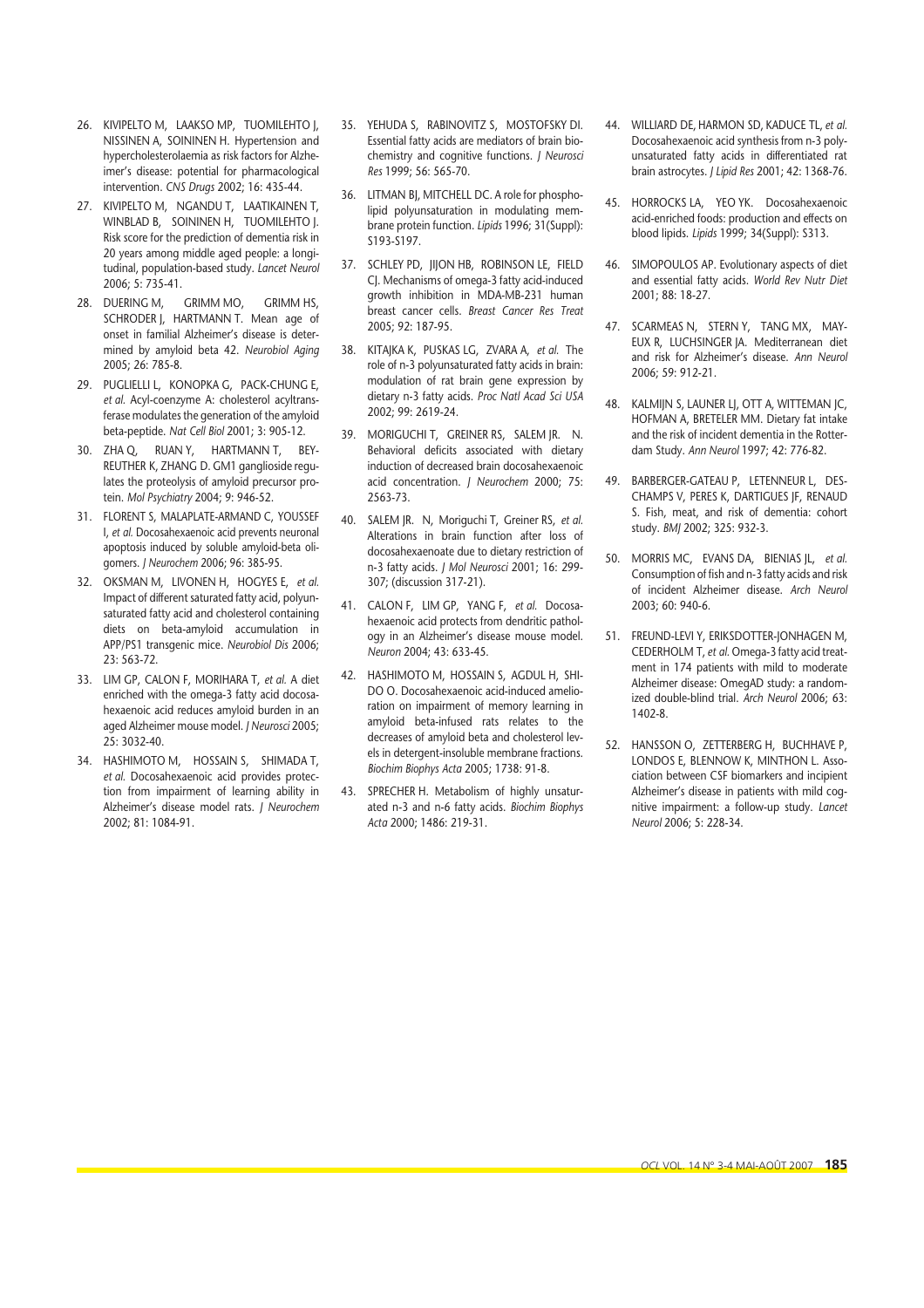26. KIVIPELTO M, LAAKSO MP, TUOMILEHTO J, NISSINEN A, SOININEN H. Hypertension and hypercholesterolaemia as risk factors for Alzheimer's disease: potential for pharmacological intervention. *CNS Drugs* 2002; 16: 435-44.

27. KIVIPELTO M, NGANDU T, LAATIKAINEN T, WINBLAD B, SOININEN H, TUOMILEHTO J. Risk score for the prediction of dementia risk in 20 years among middle aged people: a longitudinal, population-based study. *Lancet Neurol* 2006; 5: 735-41.

28. DUERING M, GRIMM MO, GRIMM HS, SCHRODER J, HARTMANN T. Mean age of onset in familial Alzheimer's disease is determined by amyloid beta 42. *Neurobiol Aging* 2005; 26: 785-8.

29. PUGLIELLI L, KONOPKA G, PACK-CHUNG E, *et al.* Acyl-coenzyme A: cholesterol acyltransferase modulates the generation of the amyloid beta-peptide. *Nat Cell Biol* 2001; 3: 905-12.

30. ZHA Q, RUAN Y, HARTMANN T, BEYREUTHER K, ZHANG D. GM1 ganglioside regulates the proteolysis of amyloid precursor protein. *Mol Psychiatry* 2004; 9: 946-52.

31. FLORENT S, MALAPLATE-ARMAND C, YOUSSEF I, *et al.* Docosahexaenoic acid prevents neuronal apoptosis induced by soluble amyloid-beta oligomers. *J Neurochem* 2006; 96: 385-95.

32. OKSMAN M, LIVONEN H, HOGYES E, *et al.* Impact of different saturated fatty acid, polyunsaturated fatty acid and cholesterol containing diets on beta-amyloid accumulation in APP/PS1 transgenic mice. *Neurobiol Dis* 2006; 23: 563-72.

33. LIM GP, CALON F, MORIHARA T, *et al.* A diet enriched with the omega-3 fatty acid docosahexaenoic acid reduces amyloid burden in an aged Alzheimer mouse model. *J Neurosci* 2005; 25: 3032-40.

34. HASHIMOTO M, HOSSAIN S, SHIMADA T, *et al.* Docosahexaenoic acid provides protection from impairment of learning ability in Alzheimer's disease model rats. *J Neurochem* 2002; 81: 1084-91.

35. YEHUDA S, RABINOVITZ S, MOSTOFSKY DI. Essential fatty acids are mediators of brain biochemistry and cognitive functions. *J Neurosci Res* 1999; 56: 565-70.

36. LITMAN BJ, MITCHELL DC. A role for phospholipid polyunsaturation in modulating membrane protein function. *Lipids* 1996; 31(Suppl): S193-S197.

37. SCHLEY PD, JIJON HB, ROBINSON LE, FIELD CJ. Mechanisms of omega-3 fatty acid-induced growth inhibition in MDA-MB-231 human breast cancer cells. *Breast Cancer Res Treat* 2005; 92: 187-95.

38. KITAJKA K, PUSKAS LG, ZVARA A, *et al.* The role of n-3 polyunsaturated fatty acids in brain: modulation of rat brain gene expression by dietary n-3 fatty acids. *Proc Natl Acad Sci USA* 2002; 99: 2619-24.

39. MORIGUCHI T, GREINER RS, SALEM JR. N. Behavioral deficits associated with dietary induction of decreased brain docosahexaenoic acid concentration. *J Neurochem* 2000; 75: 2563-73.

40. SALEM JR. N, Moriguchi T, Greiner RS, *et al.* Alterations in brain function after loss of docosahexaenoate due to dietary restriction of n-3 fatty acids. *J Mol Neurosci* 2001; 16: 299-307; (discussion 317-21).

41. CALON F, LIM GP, YANG F, *et al.* Docosahexaenoic acid protects from dendritic pathology in an Alzheimer's disease mouse model. *Neuron* 2004; 43: 633-45.

42. HASHIMOTO M, HOSSAIN S, AGDUL H, SHIDO O. Docosahexaenoic acid-induced amelioration on impairment of memory learning in amyloid beta-infused rats relates to the decreases of amyloid beta and cholesterol levels in detergent-insoluble membrane fractions. *Biochim Biophys Acta* 2005; 1738: 91-8.

43. SPRECHER H. Metabolism of highly unsaturated n-3 and n-6 fatty acids. *Biochim Biophys Acta* 2000; 1486: 219-31.

44. WILLIARD DE, HARMON SD, KADUCE TL, *et al.* Docosahexaenoic acid synthesis from n-3 polyunsaturated fatty acids in differentiated rat brain astrocytes. *J Lipid Res* 2001; 42: 1368-76.

45. HORROCKS LA, YEO YK. Docosahexaenoic acid-enriched foods: production and effects on blood lipids. *Lipids* 1999; 34(Suppl): S313.

46. SIMOPOULOS AP. Evolutionary aspects of diet and essential fatty acids. *World Rev Nutr Diet* 2001; 88: 18-27.

47. SCARMEAS N, STERN Y, TANG MX, MAYEUX R, LUCHSINGER JA. Mediterranean diet and risk for Alzheimer's disease. *Ann Neurol* 2006; 59: 912-21.

48. KALMIJN S, LAUNER LJ, OTT A, WITTEMAN JC, HOFMAN A, BRETELER MM. Dietary fat intake and the risk of incident dementia in the Rotterdam Study. *Ann Neurol* 1997; 42: 776-82.

49. BARBERGER-GATEAU P, LETENNEUR L, DESCHAMPS V, PERES K, DARTIGUES JF, RENAUD S. Fish, meat, and risk of dementia: cohort study. *BMJ* 2002; 325: 932-3.

50. MORRIS MC, EVANS DA, BIENIAS JL, *et al.* Consumption of fish and n-3 fatty acids and risk of incident Alzheimer disease. *Arch Neurol* 2003; 60: 940-6.

51. FREUND-LEVI Y, ERIKSDOTTER-JONHAGEN M, CEDERHOLM T, *et al.* Omega-3 fatty acid treatment in 174 patients with mild to moderate Alzheimer disease: OmegAD study: a randomized double-blind trial. *Arch Neurol* 2006; 63: 1402-8.

52. HANSSON O, ZETTERBERG H, BUCHHAVE P, LONDOS E, BLENNOW K, MINTHON L. Association between CSF biomarkers and incipient Alzheimer's disease in patients with mild cognitive impairment: a follow-up study. *Lancet Neurol* 2006; 5: 228-34.